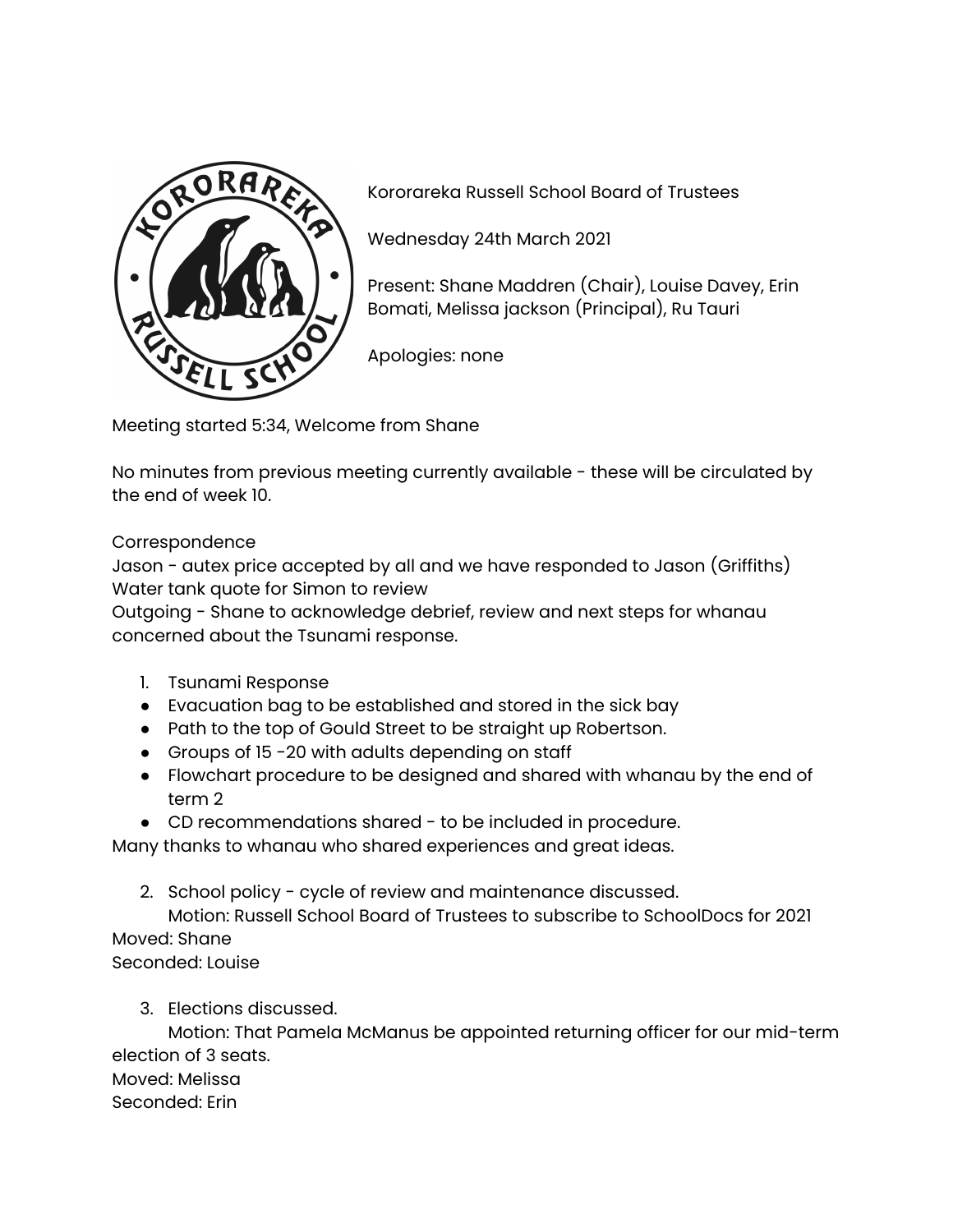Kororareka Russell School Board of Trustees

Wednesday 24th March 2021

Present: Shane Maddren (Chair), Louise Davey, Erin Bomati, Melissa jackson (Principal), Ru Tauri

Apologies: none

Meeting started 5:34, Welcome from Shane

No minutes from previous meeting currently available - these will be circulated by the end of week 10.

Correspondence
Jason - autex price accepted by all and we have responded to Jason (Griffiths)
Water tank quote for Simon to review
Outgoing - Shane to acknowledge debrief, review and next steps for whanau concerned about the Tsunami response.

1. Tsunami Response

- Evacuation bag to be established and stored in the sick bay
- Path to the top of Gould Street to be straight up Robertson.
- Groups of 15 -20 with adults depending on staff
- Flowchart procedure to be designed and shared with whanau by the end of term 2
- CD recommendations shared - to be included in procedure.

Many thanks to whanau who shared experiences and great ideas.

2. School policy - cycle of review and maintenance discussed.
   Motion: Russell School Board of Trustees to subscribe to SchoolDocs for 2021

Moved: Shane
Seconded: Louise

3. Elections discussed.
   Motion: That Pamela McManus be appointed returning officer for our mid-term election of 3 seats.

Moved: Melissa
Seconded: Erin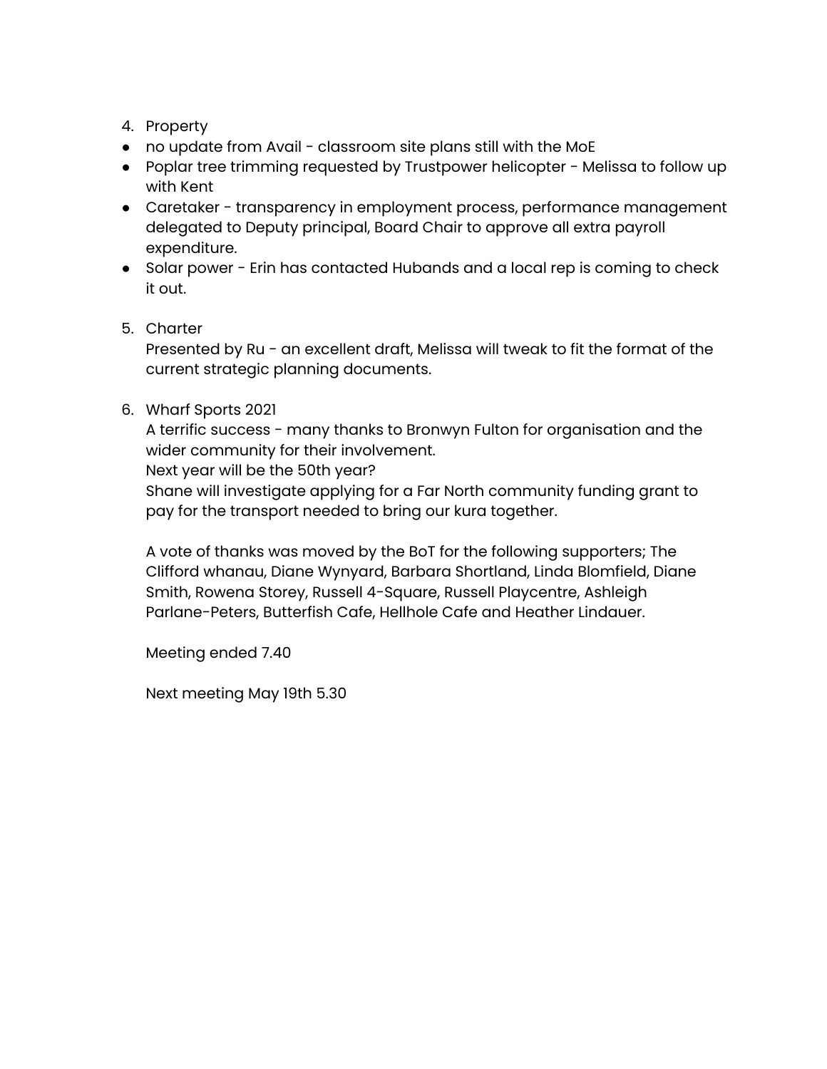4. Property

- no update from Avail - classroom site plans still with the MoE
- Poplar tree trimming requested by Trustpower helicopter - Melissa to follow up with Kent
- Caretaker - transparency in employment process, performance management delegated to Deputy principal, Board Chair to approve all extra payroll expenditure.
- Solar power - Erin has contacted Hubands and a local rep is coming to check it out.

5. Charter

   Presented by Ru - an excellent draft, Melissa will tweak to fit the format of the current strategic planning documents.

6. Wharf Sports 2021

   A terrific success - many thanks to Bronwyn Fulton for organisation and the wider community for their involvement.
   Next year will be the 50th year?
   Shane will investigate applying for a Far North community funding grant to pay for the transport needed to bring our kura together.

   A vote of thanks was moved by the BoT for the following supporters; The Clifford whanau, Diane Wynyard, Barbara Shortland, Linda Blomfield, Diane Smith, Rowena Storey, Russell 4-Square, Russell Playcentre, Ashleigh Parlane-Peters, Butterfish Cafe, Hellhole Cafe and Heather Lindauer.

   Meeting ended 7.40

   Next meeting May 19th 5.30